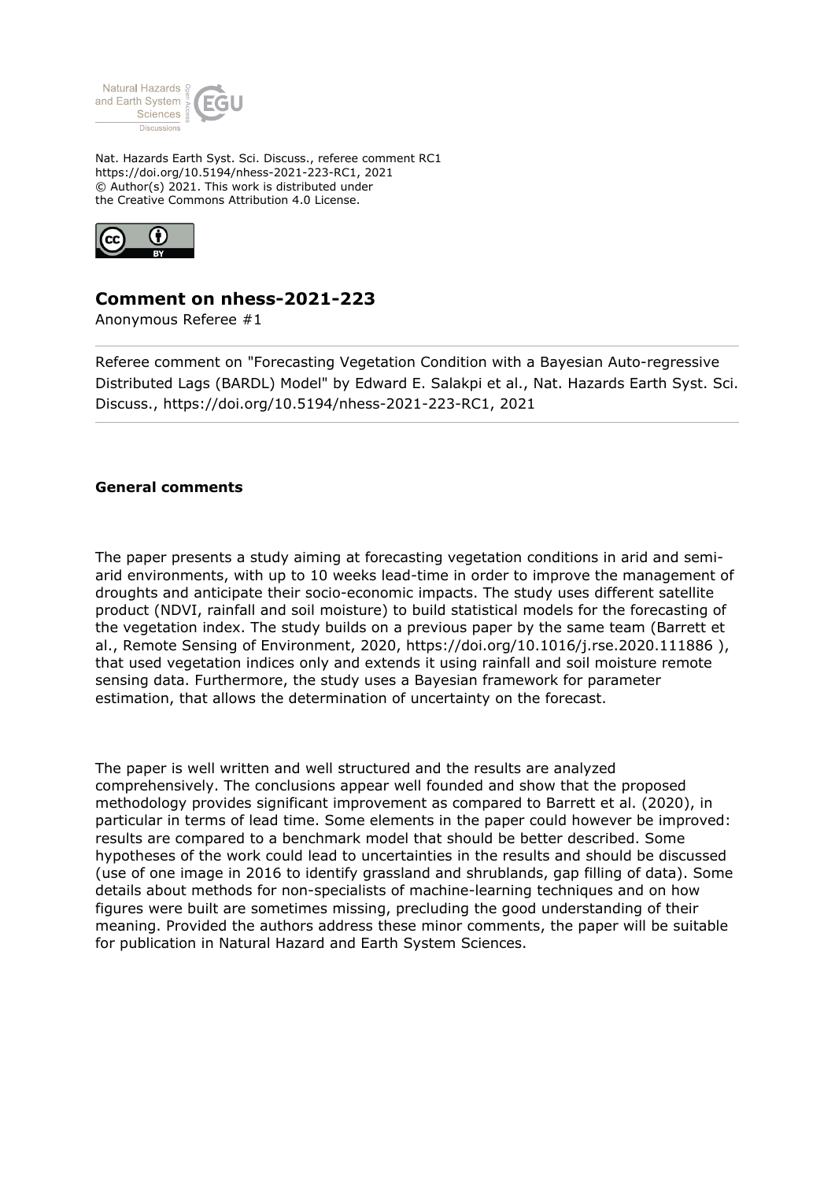Nat. Hazards Earth Syst. Sci. Discuss., referee comment RC1
https://doi.org/10.5194/nhess-2021-223-RC1, 2021
© Author(s) 2021. This work is distributed under
the Creative Commons Attribution 4.0 License.

## Comment on nhess-2021-223

Anonymous Referee #1

Referee comment on "Forecasting Vegetation Condition with a Bayesian Auto-regressive Distributed Lags (BARDL) Model" by Edward E. Salakpi et al., Nat. Hazards Earth Syst. Sci. Discuss., https://doi.org/10.5194/nhess-2021-223-RC1, 2021

### General comments

The paper presents a study aiming at forecasting vegetation conditions in arid and semi-arid environments, with up to 10 weeks lead-time in order to improve the management of droughts and anticipate their socio-economic impacts. The study uses different satellite product (NDVI, rainfall and soil moisture) to build statistical models for the forecasting of the vegetation index. The study builds on a previous paper by the same team (Barrett et al., Remote Sensing of Environment, 2020, https://doi.org/10.1016/j.rse.2020.111886 ), that used vegetation indices only and extends it using rainfall and soil moisture remote sensing data. Furthermore, the study uses a Bayesian framework for parameter estimation, that allows the determination of uncertainty on the forecast.

The paper is well written and well structured and the results are analyzed comprehensively. The conclusions appear well founded and show that the proposed methodology provides significant improvement as compared to Barrett et al. (2020), in particular in terms of lead time. Some elements in the paper could however be improved: results are compared to a benchmark model that should be better described. Some hypotheses of the work could lead to uncertainties in the results and should be discussed (use of one image in 2016 to identify grassland and shrublands, gap filling of data). Some details about methods for non-specialists of machine-learning techniques and on how figures were built are sometimes missing, precluding the good understanding of their meaning. Provided the authors address these minor comments, the paper will be suitable for publication in Natural Hazard and Earth System Sciences.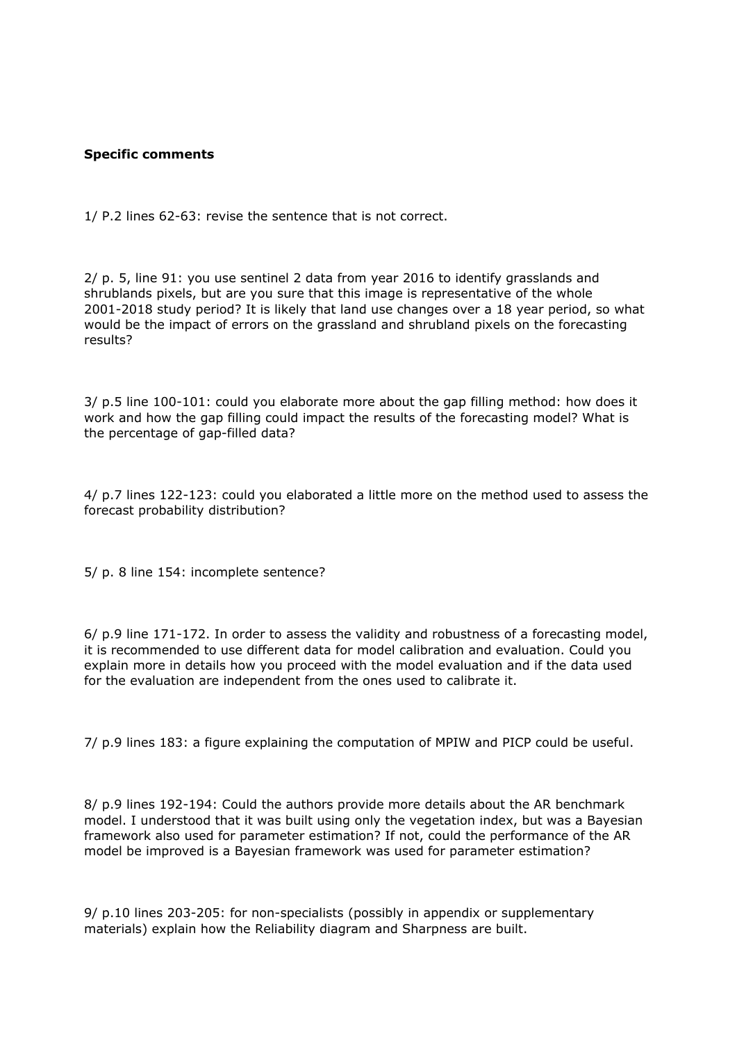**Specific comments**

1/ P.2 lines 62-63: revise the sentence that is not correct.

2/ p. 5, line 91: you use sentinel 2 data from year 2016 to identify grasslands and shrublands pixels, but are you sure that this image is representative of the whole 2001-2018 study period? It is likely that land use changes over a 18 year period, so what would be the impact of errors on the grassland and shrubland pixels on the forecasting results?

3/ p.5 line 100-101: could you elaborate more about the gap filling method: how does it work and how the gap filling could impact the results of the forecasting model? What is the percentage of gap-filled data?

4/ p.7 lines 122-123: could you elaborated a little more on the method used to assess the forecast probability distribution?

5/ p. 8 line 154: incomplete sentence?

6/ p.9 line 171-172. In order to assess the validity and robustness of a forecasting model, it is recommended to use different data for model calibration and evaluation. Could you explain more in details how you proceed with the model evaluation and if the data used for the evaluation are independent from the ones used to calibrate it.

7/ p.9 lines 183: a figure explaining the computation of MPIW and PICP could be useful.

8/ p.9 lines 192-194: Could the authors provide more details about the AR benchmark model. I understood that it was built using only the vegetation index, but was a Bayesian framework also used for parameter estimation? If not, could the performance of the AR model be improved is a Bayesian framework was used for parameter estimation?

9/ p.10 lines 203-205: for non-specialists (possibly in appendix or supplementary materials) explain how the Reliability diagram and Sharpness are built.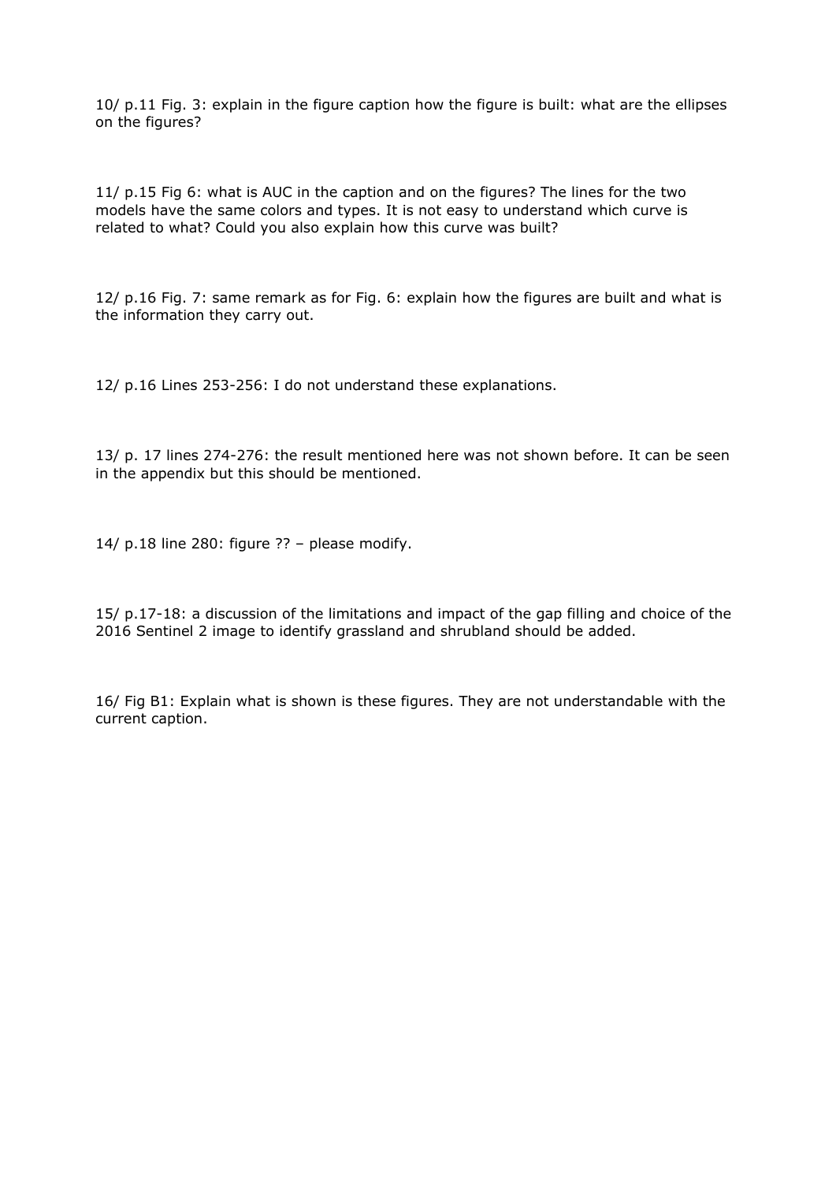10/ p.11 Fig. 3: explain in the figure caption how the figure is built: what are the ellipses on the figures?

11/ p.15 Fig 6: what is AUC in the caption and on the figures? The lines for the two models have the same colors and types. It is not easy to understand which curve is related to what? Could you also explain how this curve was built?

12/ p.16 Fig. 7: same remark as for Fig. 6: explain how the figures are built and what is the information they carry out.

12/ p.16 Lines 253-256: I do not understand these explanations.

13/ p. 17 lines 274-276: the result mentioned here was not shown before. It can be seen in the appendix but this should be mentioned.

14/ p.18 line 280: figure ?? – please modify.

15/ p.17-18: a discussion of the limitations and impact of the gap filling and choice of the 2016 Sentinel 2 image to identify grassland and shrubland should be added.

16/ Fig B1: Explain what is shown is these figures. They are not understandable with the current caption.